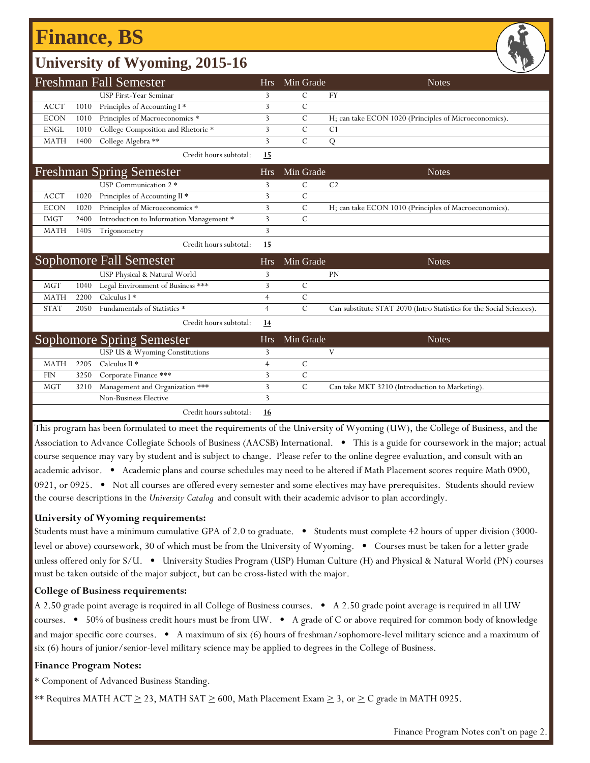# Finance, BS

## University of Wyoming, 2015-16

| Freshman Fall Semester | | | Hrs | Min Grade | Notes |
|---|---|---|---|---|---|
| | | USP First-Year Seminar | 3 | C | FY |
| ACCT | 1010 | Principles of Accounting I * | 3 | C | |
| ECON | 1010 | Principles of Macroeconomics * | 3 | C | H; can take ECON 1020 (Principles of Microeconomics). |
| ENGL | 1010 | College Composition and Rhetoric * | 3 | C | C1 |
| MATH | 1400 | College Algebra ** | 3 | C | Q |
| | | Credit hours subtotal: | **15** | | |

| Freshman Spring Semester | | | Hrs | Min Grade | Notes |
|---|---|---|---|---|---|
| | | USP Communication 2 * | 3 | C | C2 |
| ACCT | 1020 | Principles of Accounting II * | 3 | C | |
| ECON | 1020 | Principles of Microeconomics * | 3 | C | H; can take ECON 1010 (Principles of Macroeconomics). |
| IMGT | 2400 | Introduction to Information Management * | 3 | C | |
| MATH | 1405 | Trigonometry | 3 | | |
| | | Credit hours subtotal: | **15** | | |

| Sophomore Fall Semester | | | Hrs | Min Grade | Notes |
|---|---|---|---|---|---|
| | | USP Physical & Natural World | 3 | | PN |
| MGT | 1040 | Legal Environment of Business *** | 3 | C | |
| MATH | 2200 | Calculus I * | 4 | C | |
| STAT | 2050 | Fundamentals of Statistics * | 4 | C | Can substitute STAT 2070 (Intro Statistics for the Social Sciences). |
| | | Credit hours subtotal: | **14** | | |

| Sophomore Spring Semester | | | Hrs | Min Grade | Notes |
|---|---|---|---|---|---|
| | | USP US & Wyoming Constitutions | 3 | | V |
| MATH | 2205 | Calculus II * | 4 | C | |
| FIN | 3250 | Corporate Finance *** | 3 | C | |
| MGT | 3210 | Management and Organization *** | 3 | C | Can take MKT 3210 (Introduction to Marketing). |
| | | Non-Business Elective | 3 | | |
| | | Credit hours subtotal: | **16** | | |

This program has been formulated to meet the requirements of the University of Wyoming (UW), the College of Business, and the Association to Advance Collegiate Schools of Business (AACSB) International. • This is a guide for coursework in the major; actual course sequence may vary by student and is subject to change. Please refer to the online degree evaluation, and consult with an academic advisor. • Academic plans and course schedules may need to be altered if Math Placement scores require Math 0900, 0921, or 0925. • Not all courses are offered every semester and some electives may have prerequisites. Students should review the course descriptions in the *University Catalog* and consult with their academic advisor to plan accordingly.

**University of Wyoming requirements:**

Students must have a minimum cumulative GPA of 2.0 to graduate. • Students must complete 42 hours of upper division (3000-level or above) coursework, 30 of which must be from the University of Wyoming. • Courses must be taken for a letter grade unless offered only for S/U. • University Studies Program (USP) Human Culture (H) and Physical & Natural World (PN) courses must be taken outside of the major subject, but can be cross-listed with the major.

**College of Business requirements:**

A 2.50 grade point average is required in all College of Business courses. • A 2.50 grade point average is required in all UW courses. • 50% of business credit hours must be from UW. • A grade of C or above required for common body of knowledge and major specific core courses. • A maximum of six (6) hours of freshman/sophomore-level military science and a maximum of six (6) hours of junior/senior-level military science may be applied to degrees in the College of Business.

**Finance Program Notes:**

* Component of Advanced Business Standing.

** Requires MATH ACT $\geq$ 23, MATH SAT $\geq$ 600, Math Placement Exam $\geq$ 3, or $\geq$ C grade in MATH 0925.

Finance Program Notes con't on page 2.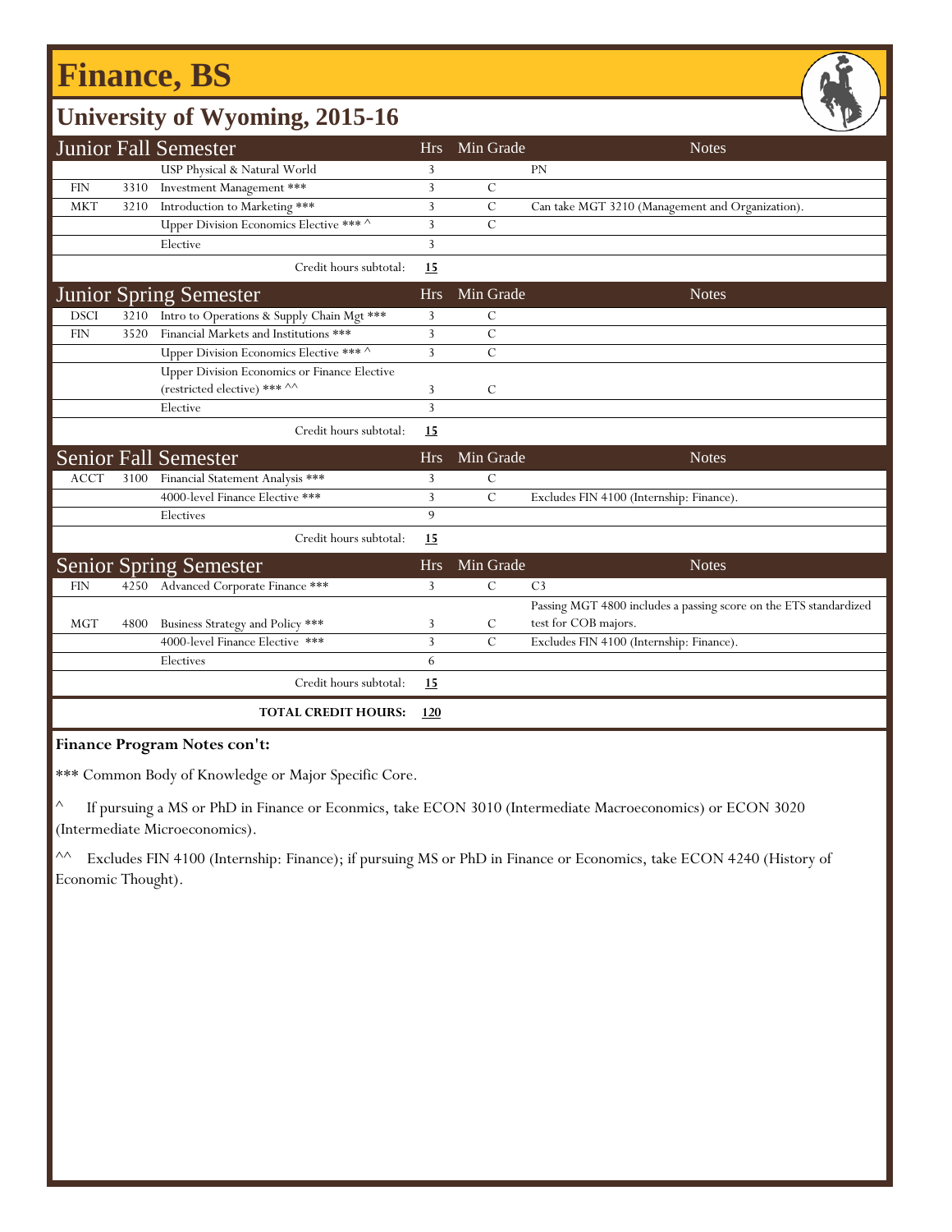# Finance, BS

## University of Wyoming, 2015-16

| Junior Fall Semester | | | Hrs | Min Grade | Notes |
|---|---|---|---|---|---|
| | | USP Physical & Natural World | 3 | | PN |
| FIN | 3310 | Investment Management *** | 3 | C | |
| MKT | 3210 | Introduction to Marketing *** | 3 | C | Can take MGT 3210 (Management and Organization). |
| | | Upper Division Economics Elective *** ^ | 3 | C | |
| | | Elective | 3 | | |
| | | Credit hours subtotal: | 15 | | |

| Junior Spring Semester | | | Hrs | Min Grade | Notes |
|---|---|---|---|---|---|
| DSCI | 3210 | Intro to Operations & Supply Chain Mgt *** | 3 | C | |
| FIN | 3520 | Financial Markets and Institutions *** | 3 | C | |
| | | Upper Division Economics Elective *** ^ | 3 | C | |
| | | Upper Division Economics or Finance Elective (restricted elective) *** ^^ | 3 | C | |
| | | Elective | 3 | | |
| | | Credit hours subtotal: | 15 | | |

| Senior Fall Semester | | | Hrs | Min Grade | Notes |
|---|---|---|---|---|---|
| ACCT | 3100 | Financial Statement Analysis *** | 3 | C | |
| | | 4000-level Finance Elective *** | 3 | C | Excludes FIN 4100 (Internship: Finance). |
| | | Electives | 9 | | |
| | | Credit hours subtotal: | 15 | | |

| Senior Spring Semester | | | Hrs | Min Grade | Notes |
|---|---|---|---|---|---|
| FIN | 4250 | Advanced Corporate Finance *** | 3 | C | C3 |
| MGT | 4800 | Business Strategy and Policy *** | 3 | C | Passing MGT 4800 includes a passing score on the ETS standardized test for COB majors. |
| | | 4000-level Finance Elective *** | 3 | C | Excludes FIN 4100 (Internship: Finance). |
| | | Electives | 6 | | |
| | | Credit hours subtotal: | 15 | | |
| | | **TOTAL CREDIT HOURS:** | 120 | | |

**Finance Program Notes con't:**

*** Common Body of Knowledge or Major Specific Core.

^ If pursuing a MS or PhD in Finance or Econmics, take ECON 3010 (Intermediate Macroeconomics) or ECON 3020 (Intermediate Microeconomics).

^^ Excludes FIN 4100 (Internship: Finance); if pursuing MS or PhD in Finance or Economics, take ECON 4240 (History of Economic Thought).